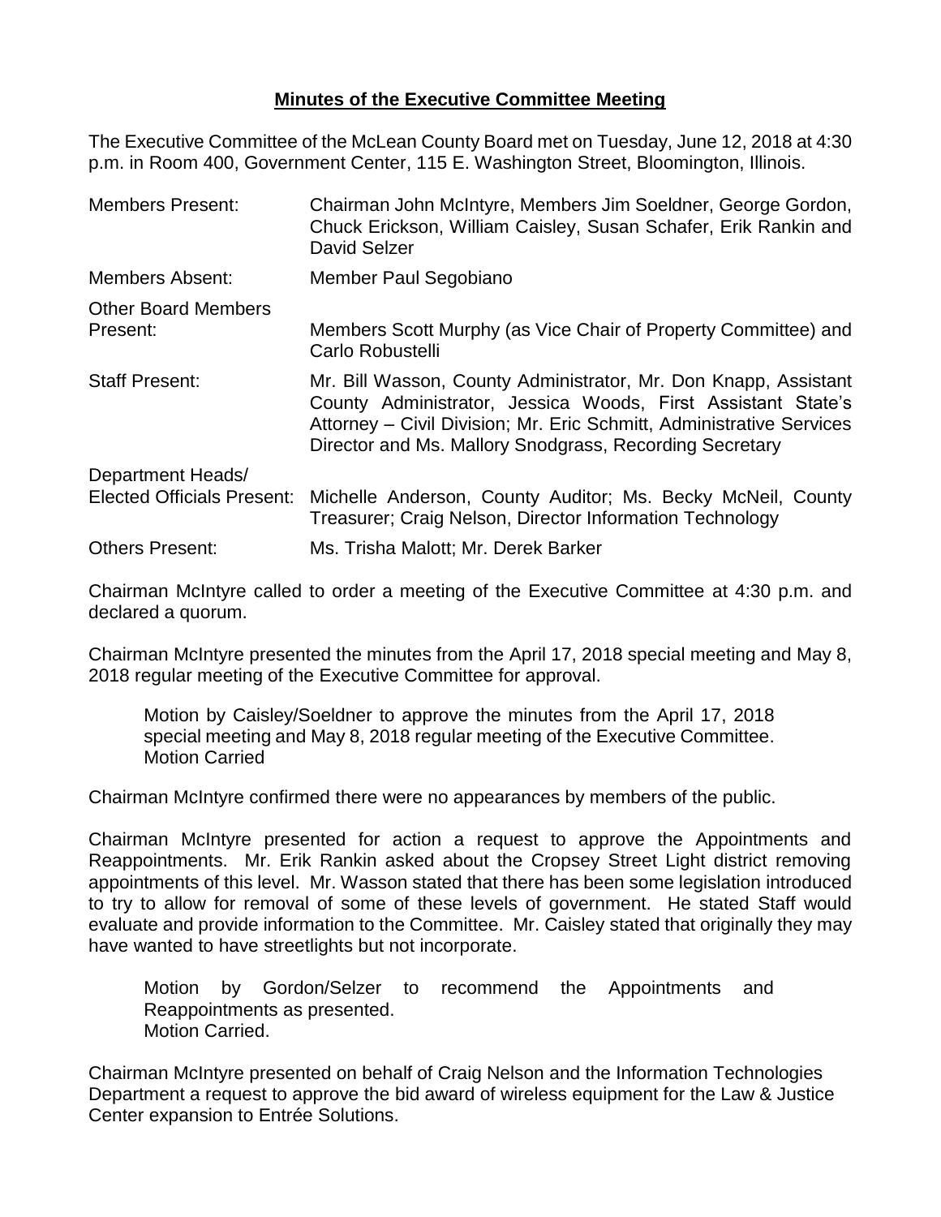**Minutes of the Executive Committee Meeting**

The Executive Committee of the McLean County Board met on Tuesday, June 12, 2018 at 4:30 p.m. in Room 400, Government Center, 115 E. Washington Street, Bloomington, Illinois.

| | |
|---|---|
| Members Present: | Chairman John McIntyre, Members Jim Soeldner, George Gordon, Chuck Erickson, William Caisley, Susan Schafer, Erik Rankin and David Selzer |
| Members Absent: | Member Paul Segobiano |
| Other Board Members Present: | Members Scott Murphy (as Vice Chair of Property Committee) and Carlo Robustelli |
| Staff Present: | Mr. Bill Wasson, County Administrator, Mr. Don Knapp, Assistant County Administrator, Jessica Woods, First Assistant State's Attorney – Civil Division; Mr. Eric Schmitt, Administrative Services Director and Ms. Mallory Snodgrass, Recording Secretary |
| Department Heads/ Elected Officials Present: | Michelle Anderson, County Auditor; Ms. Becky McNeil, County Treasurer; Craig Nelson, Director Information Technology |
| Others Present: | Ms. Trisha Malott; Mr. Derek Barker |

Chairman McIntyre called to order a meeting of the Executive Committee at 4:30 p.m. and declared a quorum.

Chairman McIntyre presented the minutes from the April 17, 2018 special meeting and May 8, 2018 regular meeting of the Executive Committee for approval.

> Motion by Caisley/Soeldner to approve the minutes from the April 17, 2018 special meeting and May 8, 2018 regular meeting of the Executive Committee.
> Motion Carried

Chairman McIntyre confirmed there were no appearances by members of the public.

Chairman McIntyre presented for action a request to approve the Appointments and Reappointments. Mr. Erik Rankin asked about the Cropsey Street Light district removing appointments of this level. Mr. Wasson stated that there has been some legislation introduced to try to allow for removal of some of these levels of government. He stated Staff would evaluate and provide information to the Committee. Mr. Caisley stated that originally they may have wanted to have streetlights but not incorporate.

> Motion by Gordon/Selzer to recommend the Appointments and Reappointments as presented.
> Motion Carried.

Chairman McIntyre presented on behalf of Craig Nelson and the Information Technologies Department a request to approve the bid award of wireless equipment for the Law & Justice Center expansion to Entrée Solutions.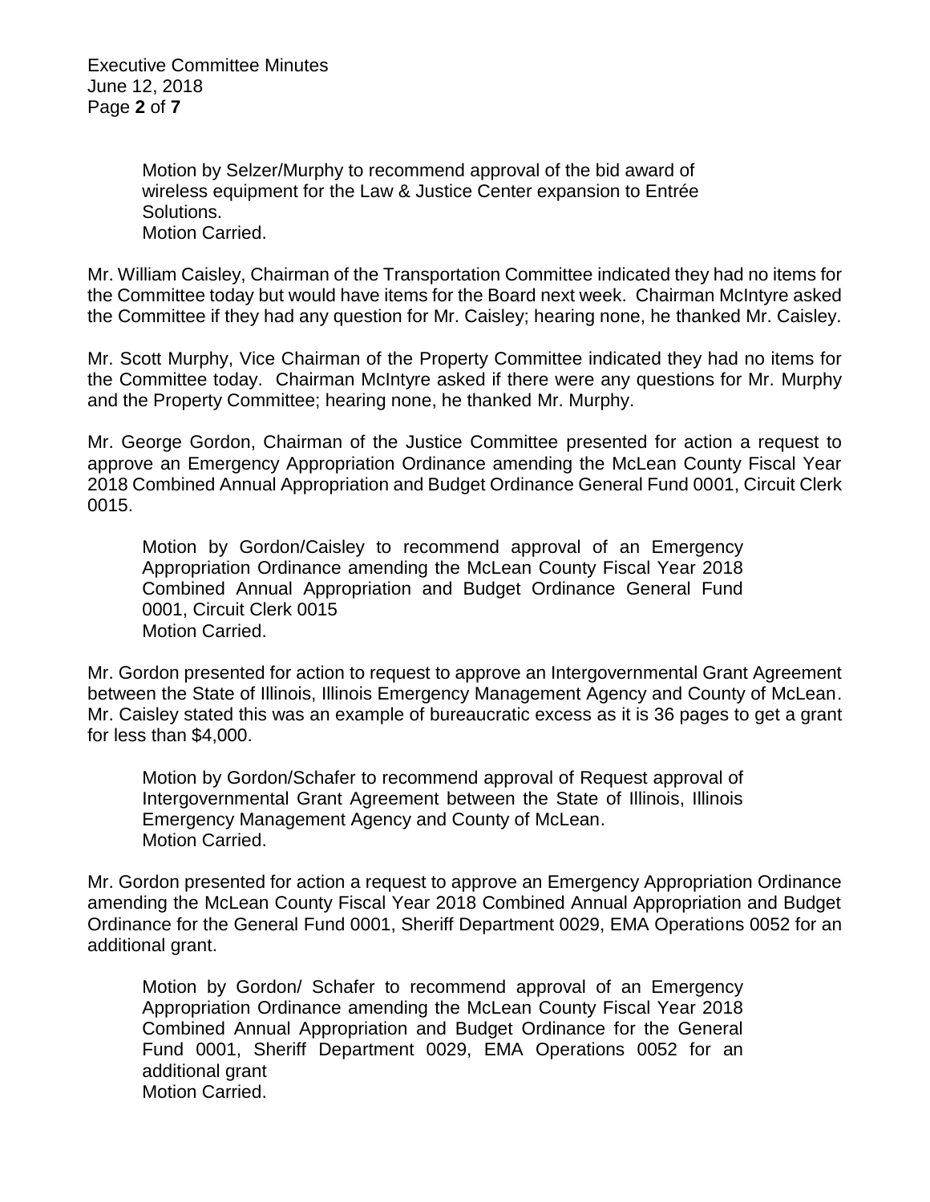Motion by Selzer/Murphy to recommend approval of the bid award of wireless equipment for the Law & Justice Center expansion to Entrée Solutions.
Motion Carried.

Mr. William Caisley, Chairman of the Transportation Committee indicated they had no items for the Committee today but would have items for the Board next week. Chairman McIntyre asked the Committee if they had any question for Mr. Caisley; hearing none, he thanked Mr. Caisley.

Mr. Scott Murphy, Vice Chairman of the Property Committee indicated they had no items for the Committee today. Chairman McIntyre asked if there were any questions for Mr. Murphy and the Property Committee; hearing none, he thanked Mr. Murphy.

Mr. George Gordon, Chairman of the Justice Committee presented for action a request to approve an Emergency Appropriation Ordinance amending the McLean County Fiscal Year 2018 Combined Annual Appropriation and Budget Ordinance General Fund 0001, Circuit Clerk 0015.

Motion by Gordon/Caisley to recommend approval of an Emergency Appropriation Ordinance amending the McLean County Fiscal Year 2018 Combined Annual Appropriation and Budget Ordinance General Fund 0001, Circuit Clerk 0015
Motion Carried.

Mr. Gordon presented for action to request to approve an Intergovernmental Grant Agreement between the State of Illinois, Illinois Emergency Management Agency and County of McLean. Mr. Caisley stated this was an example of bureaucratic excess as it is 36 pages to get a grant for less than $4,000.

Motion by Gordon/Schafer to recommend approval of Request approval of Intergovernmental Grant Agreement between the State of Illinois, Illinois Emergency Management Agency and County of McLean.
Motion Carried.

Mr. Gordon presented for action a request to approve an Emergency Appropriation Ordinance amending the McLean County Fiscal Year 2018 Combined Annual Appropriation and Budget Ordinance for the General Fund 0001, Sheriff Department 0029, EMA Operations 0052 for an additional grant.

Motion by Gordon/ Schafer to recommend approval of an Emergency Appropriation Ordinance amending the McLean County Fiscal Year 2018 Combined Annual Appropriation and Budget Ordinance for the General Fund 0001, Sheriff Department 0029, EMA Operations 0052 for an additional grant
Motion Carried.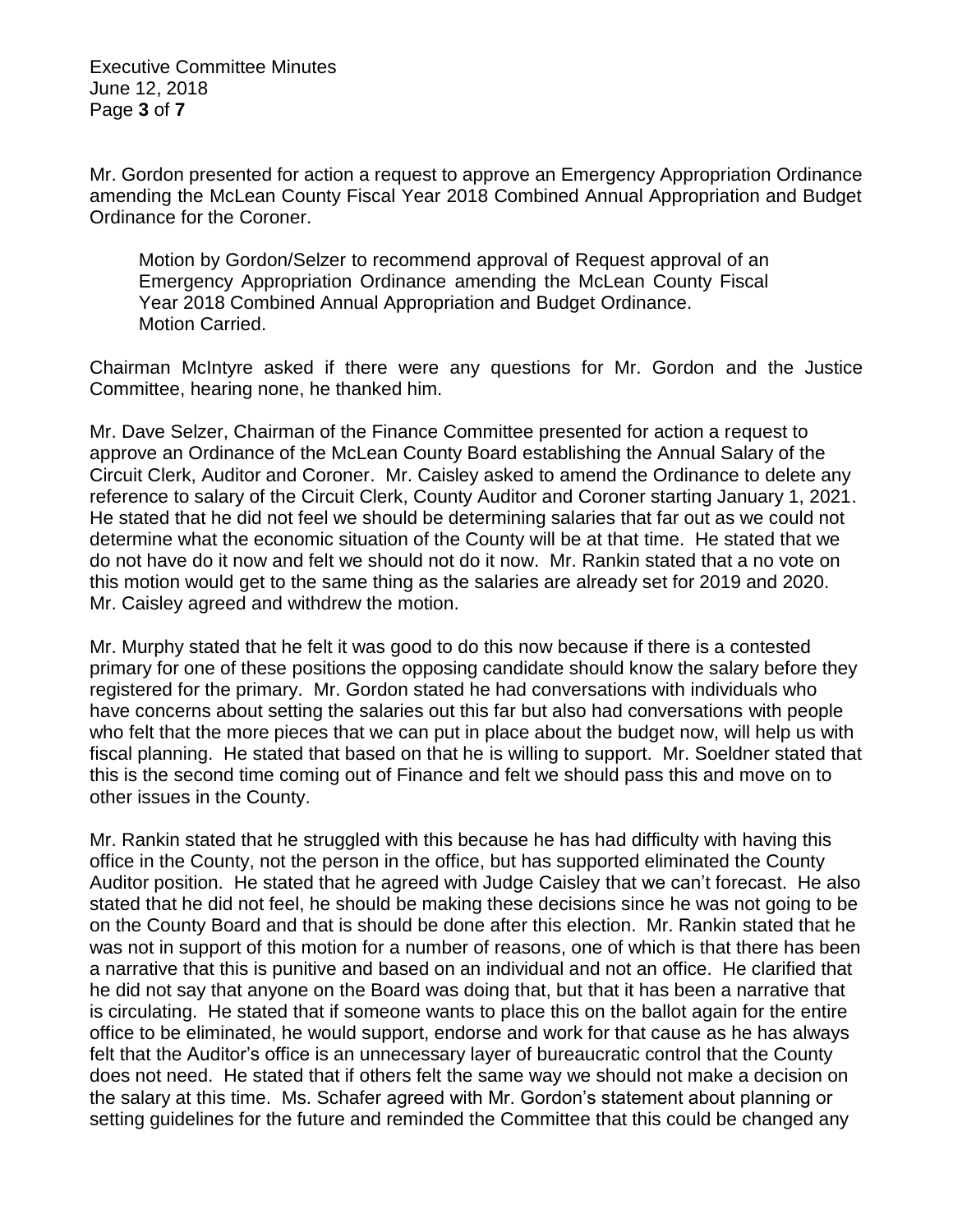Mr. Gordon presented for action a request to approve an Emergency Appropriation Ordinance amending the McLean County Fiscal Year 2018 Combined Annual Appropriation and Budget Ordinance for the Coroner.

> Motion by Gordon/Selzer to recommend approval of Request approval of an Emergency Appropriation Ordinance amending the McLean County Fiscal Year 2018 Combined Annual Appropriation and Budget Ordinance.
> Motion Carried.

Chairman McIntyre asked if there were any questions for Mr. Gordon and the Justice Committee, hearing none, he thanked him.

Mr. Dave Selzer, Chairman of the Finance Committee presented for action a request to approve an Ordinance of the McLean County Board establishing the Annual Salary of the Circuit Clerk, Auditor and Coroner. Mr. Caisley asked to amend the Ordinance to delete any reference to salary of the Circuit Clerk, County Auditor and Coroner starting January 1, 2021. He stated that he did not feel we should be determining salaries that far out as we could not determine what the economic situation of the County will be at that time. He stated that we do not have do it now and felt we should not do it now. Mr. Rankin stated that a no vote on this motion would get to the same thing as the salaries are already set for 2019 and 2020. Mr. Caisley agreed and withdrew the motion.

Mr. Murphy stated that he felt it was good to do this now because if there is a contested primary for one of these positions the opposing candidate should know the salary before they registered for the primary. Mr. Gordon stated he had conversations with individuals who have concerns about setting the salaries out this far but also had conversations with people who felt that the more pieces that we can put in place about the budget now, will help us with fiscal planning. He stated that based on that he is willing to support. Mr. Soeldner stated that this is the second time coming out of Finance and felt we should pass this and move on to other issues in the County.

Mr. Rankin stated that he struggled with this because he has had difficulty with having this office in the County, not the person in the office, but has supported eliminated the County Auditor position. He stated that he agreed with Judge Caisley that we can't forecast. He also stated that he did not feel, he should be making these decisions since he was not going to be on the County Board and that is should be done after this election. Mr. Rankin stated that he was not in support of this motion for a number of reasons, one of which is that there has been a narrative that this is punitive and based on an individual and not an office. He clarified that he did not say that anyone on the Board was doing that, but that it has been a narrative that is circulating. He stated that if someone wants to place this on the ballot again for the entire office to be eliminated, he would support, endorse and work for that cause as he has always felt that the Auditor's office is an unnecessary layer of bureaucratic control that the County does not need. He stated that if others felt the same way we should not make a decision on the salary at this time. Ms. Schafer agreed with Mr. Gordon's statement about planning or setting guidelines for the future and reminded the Committee that this could be changed any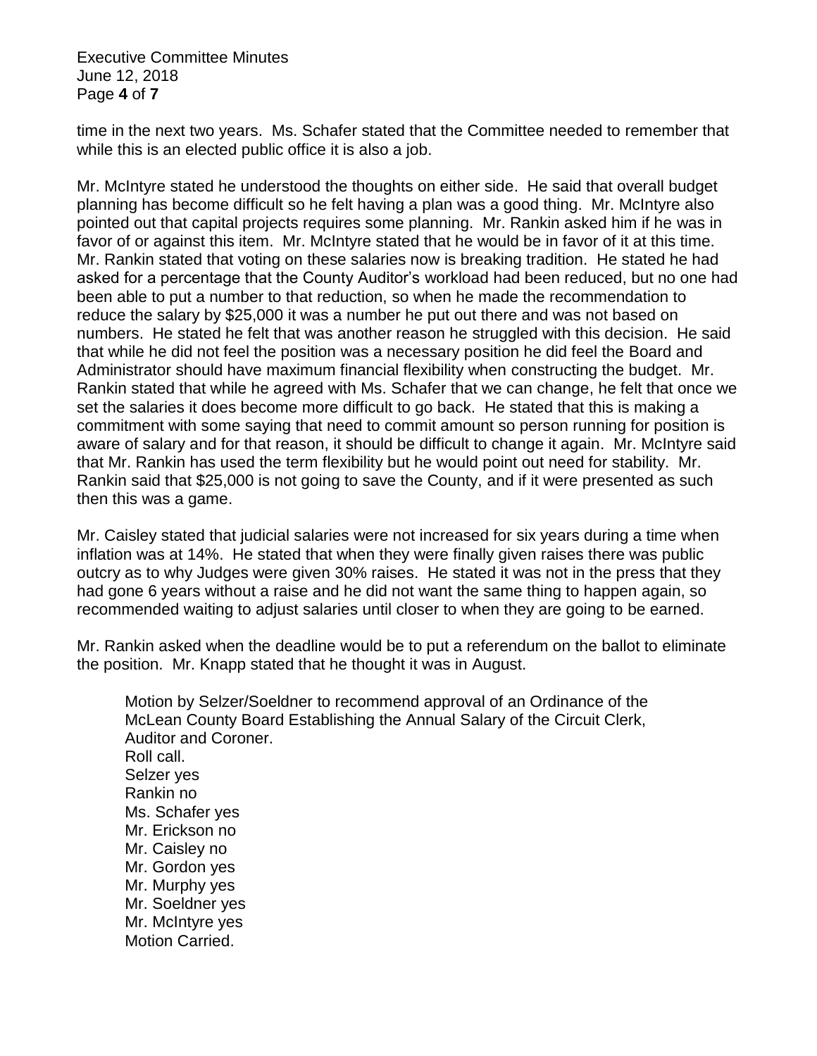time in the next two years. Ms. Schafer stated that the Committee needed to remember that while this is an elected public office it is also a job.

Mr. McIntyre stated he understood the thoughts on either side. He said that overall budget planning has become difficult so he felt having a plan was a good thing. Mr. McIntyre also pointed out that capital projects requires some planning. Mr. Rankin asked him if he was in favor of or against this item. Mr. McIntyre stated that he would be in favor of it at this time. Mr. Rankin stated that voting on these salaries now is breaking tradition. He stated he had asked for a percentage that the County Auditor's workload had been reduced, but no one had been able to put a number to that reduction, so when he made the recommendation to reduce the salary by $25,000 it was a number he put out there and was not based on numbers. He stated he felt that was another reason he struggled with this decision. He said that while he did not feel the position was a necessary position he did feel the Board and Administrator should have maximum financial flexibility when constructing the budget. Mr. Rankin stated that while he agreed with Ms. Schafer that we can change, he felt that once we set the salaries it does become more difficult to go back. He stated that this is making a commitment with some saying that need to commit amount so person running for position is aware of salary and for that reason, it should be difficult to change it again. Mr. McIntyre said that Mr. Rankin has used the term flexibility but he would point out need for stability. Mr. Rankin said that $25,000 is not going to save the County, and if it were presented as such then this was a game.

Mr. Caisley stated that judicial salaries were not increased for six years during a time when inflation was at 14%. He stated that when they were finally given raises there was public outcry as to why Judges were given 30% raises. He stated it was not in the press that they had gone 6 years without a raise and he did not want the same thing to happen again, so recommended waiting to adjust salaries until closer to when they are going to be earned.

Mr. Rankin asked when the deadline would be to put a referendum on the ballot to eliminate the position. Mr. Knapp stated that he thought it was in August.

> Motion by Selzer/Soeldner to recommend approval of an Ordinance of the McLean County Board Establishing the Annual Salary of the Circuit Clerk, Auditor and Coroner.
> Roll call.
> Selzer yes
> Rankin no
> Ms. Schafer yes
> Mr. Erickson no
> Mr. Caisley no
> Mr. Gordon yes
> Mr. Murphy yes
> Mr. Soeldner yes
> Mr. McIntyre yes
> Motion Carried.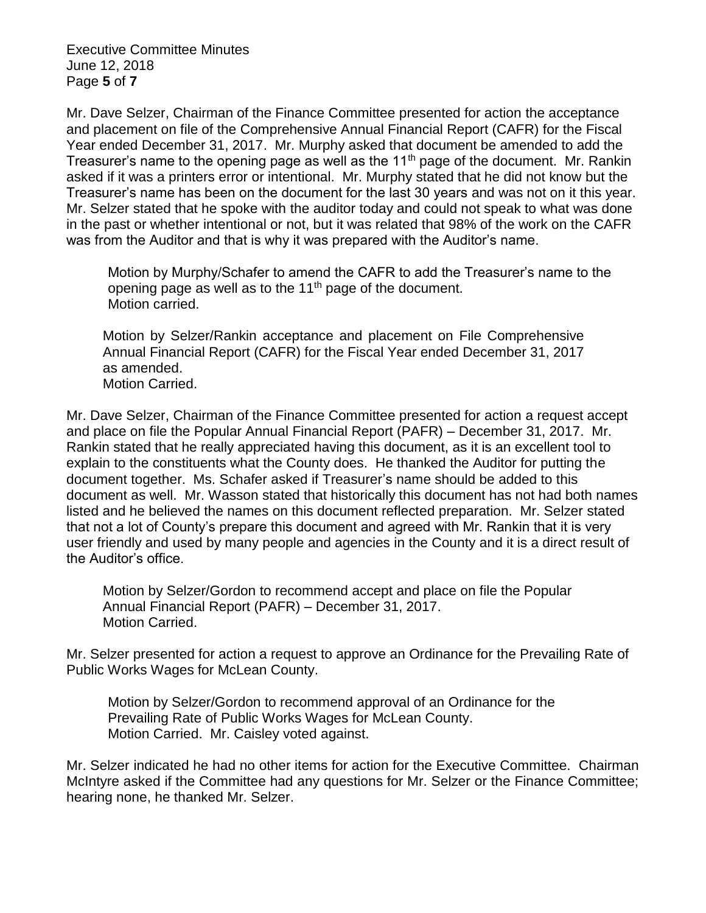Mr. Dave Selzer, Chairman of the Finance Committee presented for action the acceptance and placement on file of the Comprehensive Annual Financial Report (CAFR) for the Fiscal Year ended December 31, 2017. Mr. Murphy asked that document be amended to add the Treasurer's name to the opening page as well as the 11th page of the document. Mr. Rankin asked if it was a printers error or intentional. Mr. Murphy stated that he did not know but the Treasurer's name has been on the document for the last 30 years and was not on it this year. Mr. Selzer stated that he spoke with the auditor today and could not speak to what was done in the past or whether intentional or not, but it was related that 98% of the work on the CAFR was from the Auditor and that is why it was prepared with the Auditor's name.

> Motion by Murphy/Schafer to amend the CAFR to add the Treasurer's name to the opening page as well as to the 11th page of the document.
> Motion carried.

> Motion by Selzer/Rankin acceptance and placement on File Comprehensive Annual Financial Report (CAFR) for the Fiscal Year ended December 31, 2017 as amended.
> Motion Carried.

Mr. Dave Selzer, Chairman of the Finance Committee presented for action a request accept and place on file the Popular Annual Financial Report (PAFR) – December 31, 2017. Mr. Rankin stated that he really appreciated having this document, as it is an excellent tool to explain to the constituents what the County does. He thanked the Auditor for putting the document together. Ms. Schafer asked if Treasurer's name should be added to this document as well. Mr. Wasson stated that historically this document has not had both names listed and he believed the names on this document reflected preparation. Mr. Selzer stated that not a lot of County's prepare this document and agreed with Mr. Rankin that it is very user friendly and used by many people and agencies in the County and it is a direct result of the Auditor's office.

> Motion by Selzer/Gordon to recommend accept and place on file the Popular Annual Financial Report (PAFR) – December 31, 2017.
> Motion Carried.

Mr. Selzer presented for action a request to approve an Ordinance for the Prevailing Rate of Public Works Wages for McLean County.

> Motion by Selzer/Gordon to recommend approval of an Ordinance for the Prevailing Rate of Public Works Wages for McLean County.
> Motion Carried. Mr. Caisley voted against.

Mr. Selzer indicated he had no other items for action for the Executive Committee. Chairman McIntyre asked if the Committee had any questions for Mr. Selzer or the Finance Committee; hearing none, he thanked Mr. Selzer.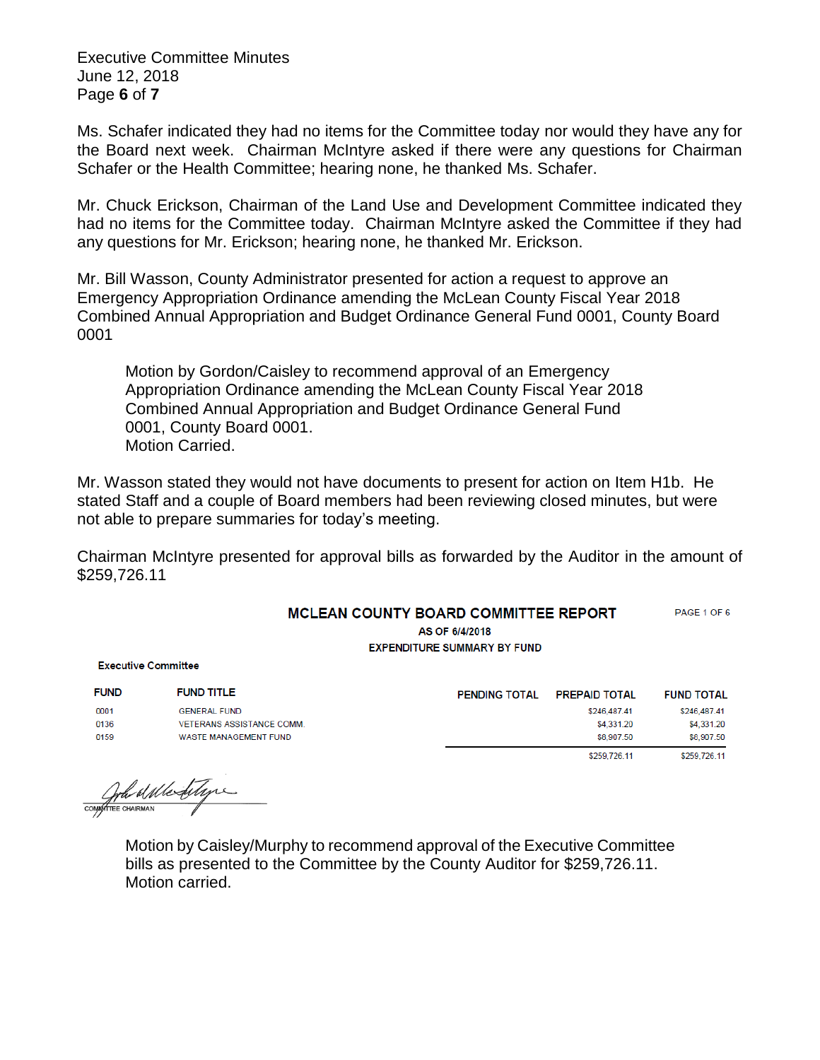Ms. Schafer indicated they had no items for the Committee today nor would they have any for the Board next week. Chairman McIntyre asked if there were any questions for Chairman Schafer or the Health Committee; hearing none, he thanked Ms. Schafer.

Mr. Chuck Erickson, Chairman of the Land Use and Development Committee indicated they had no items for the Committee today. Chairman McIntyre asked the Committee if they had any questions for Mr. Erickson; hearing none, he thanked Mr. Erickson.

Mr. Bill Wasson, County Administrator presented for action a request to approve an Emergency Appropriation Ordinance amending the McLean County Fiscal Year 2018 Combined Annual Appropriation and Budget Ordinance General Fund 0001, County Board 0001

> Motion by Gordon/Caisley to recommend approval of an Emergency Appropriation Ordinance amending the McLean County Fiscal Year 2018 Combined Annual Appropriation and Budget Ordinance General Fund 0001, County Board 0001.
> Motion Carried.

Mr. Wasson stated they would not have documents to present for action on Item H1b. He stated Staff and a couple of Board members had been reviewing closed minutes, but were not able to prepare summaries for today's meeting.

Chairman McIntyre presented for approval bills as forwarded by the Auditor in the amount of $259,726.11

**MCLEAN COUNTY BOARD COMMITTEE REPORT**

PAGE 1 OF 6

**AS OF 6/4/2018**

**EXPENDITURE SUMMARY BY FUND**

**Executive Committee**

| FUND | FUND TITLE | PENDING TOTAL | PREPAID TOTAL | FUND TOTAL |
|---|---|---|---|---|
| 0001 | GENERAL FUND | | $246,487.41 | $246,487.41 |
| 0136 | VETERANS ASSISTANCE COMM. | | $4,331.20 | $4,331.20 |
| 0159 | WASTE MANAGEMENT FUND | | $8,907.50 | $8,907.50 |
| | | | $259,726.11 | $259,726.11 |

COMMITTEE CHAIRMAN

> Motion by Caisley/Murphy to recommend approval of the Executive Committee bills as presented to the Committee by the County Auditor for $259,726.11.
> Motion carried.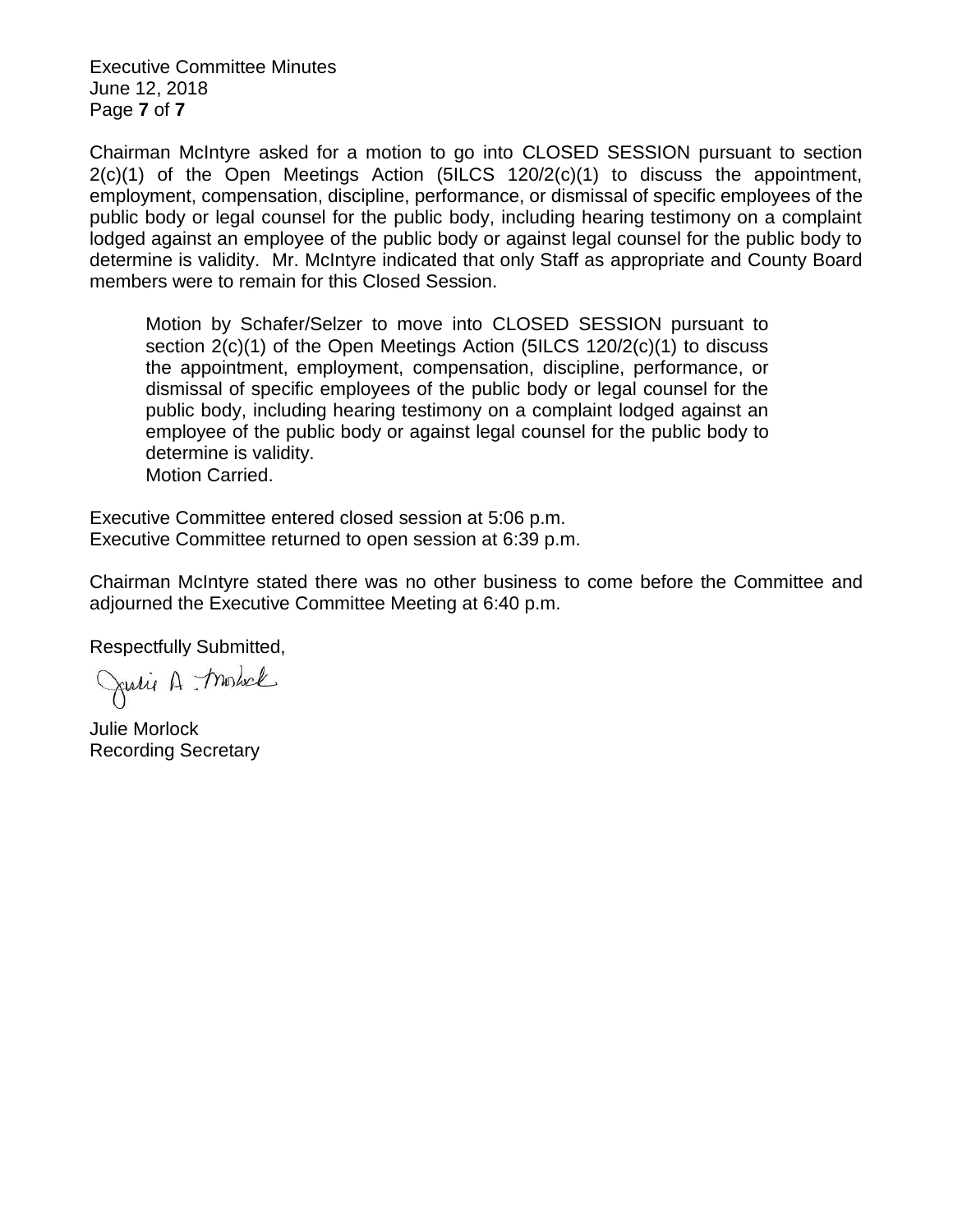Chairman McIntyre asked for a motion to go into CLOSED SESSION pursuant to section 2(c)(1) of the Open Meetings Action (5ILCS 120/2(c)(1) to discuss the appointment, employment, compensation, discipline, performance, or dismissal of specific employees of the public body or legal counsel for the public body, including hearing testimony on a complaint lodged against an employee of the public body or against legal counsel for the public body to determine is validity. Mr. McIntyre indicated that only Staff as appropriate and County Board members were to remain for this Closed Session.

> Motion by Schafer/Selzer to move into CLOSED SESSION pursuant to section 2(c)(1) of the Open Meetings Action (5ILCS 120/2(c)(1) to discuss the appointment, employment, compensation, discipline, performance, or dismissal of specific employees of the public body or legal counsel for the public body, including hearing testimony on a complaint lodged against an employee of the public body or against legal counsel for the public body to determine is validity.
> Motion Carried.

Executive Committee entered closed session at 5:06 p.m.
Executive Committee returned to open session at 6:39 p.m.

Chairman McIntyre stated there was no other business to come before the Committee and adjourned the Executive Committee Meeting at 6:40 p.m.

Respectfully Submitted,

Julie A. Morlock

Julie Morlock
Recording Secretary